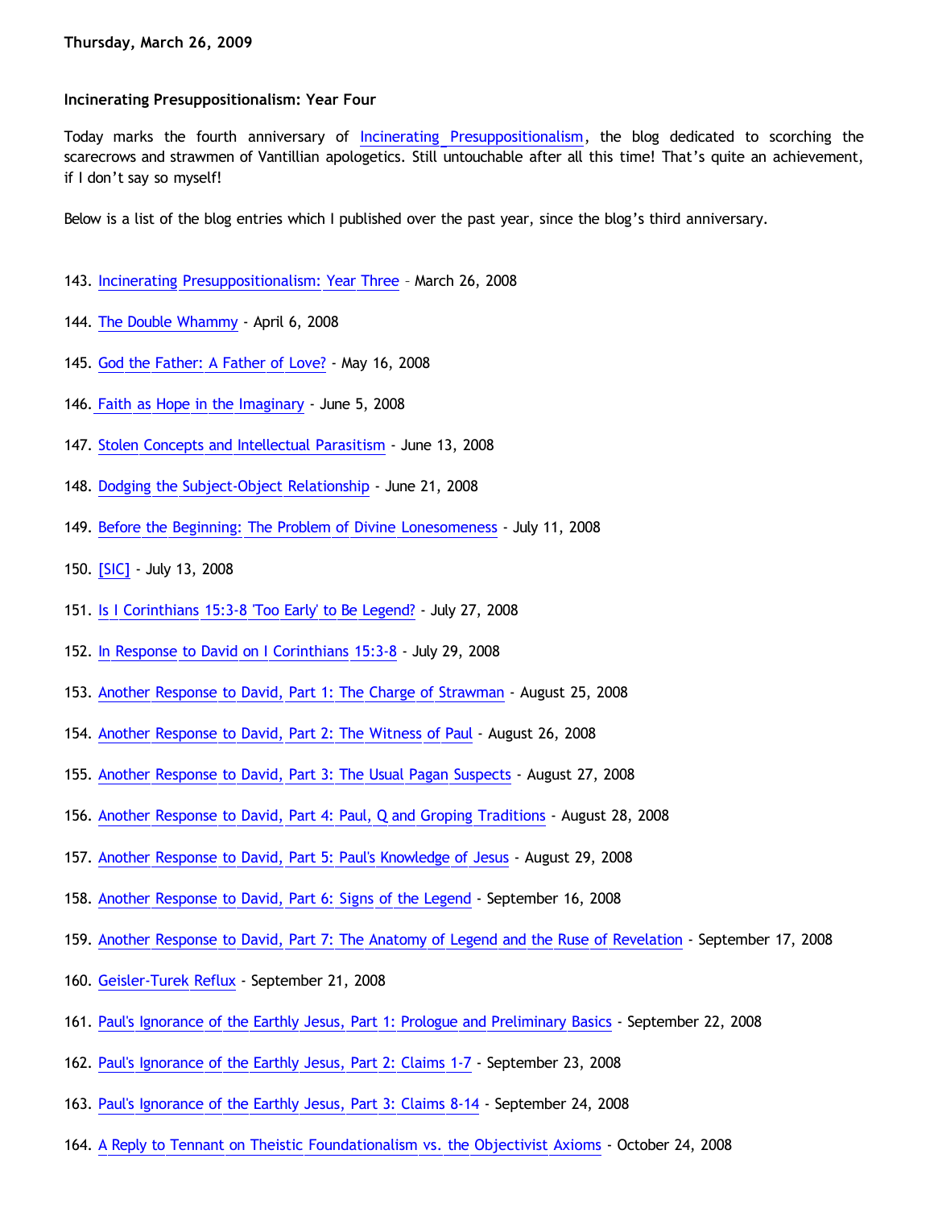**Thursday, March 26, 2009**

**Incinerating Presuppositionalism: Year Four**

Today marks the fourth anniversary of Incinerating Presuppositionalism, the blog dedicated to scorching the scarecrows and strawmen of Vantillian apologetics. Still untouchable after all this time! That's quite an achievement, if I don't say so myself!

Below is a list of the blog entries which I published over the past year, since the blog's third anniversary.

143. Incinerating Presuppositionalism: Year Three – March 26, 2008

144. The Double Whammy - April 6, 2008

145. God the Father: A Father of Love? - May 16, 2008

146. Faith as Hope in the Imaginary - June 5, 2008

147. Stolen Concepts and Intellectual Parasitism - June 13, 2008

148. Dodging the Subject-Object Relationship - June 21, 2008

149. Before the Beginning: The Problem of Divine Lonesomeness - July 11, 2008

150. [SIC] - July 13, 2008

151. Is I Corinthians 15:3-8 'Too Early' to Be Legend? - July 27, 2008

152. In Response to David on I Corinthians 15:3-8 - July 29, 2008

153. Another Response to David, Part 1: The Charge of Strawman - August 25, 2008

154. Another Response to David, Part 2: The Witness of Paul - August 26, 2008

155. Another Response to David, Part 3: The Usual Pagan Suspects - August 27, 2008

156. Another Response to David, Part 4: Paul, Q and Groping Traditions - August 28, 2008

157. Another Response to David, Part 5: Paul's Knowledge of Jesus - August 29, 2008

158. Another Response to David, Part 6: Signs of the Legend - September 16, 2008

159. Another Response to David, Part 7: The Anatomy of Legend and the Ruse of Revelation - September 17, 2008

160. Geisler-Turek Reflux - September 21, 2008

161. Paul's Ignorance of the Earthly Jesus, Part 1: Prologue and Preliminary Basics - September 22, 2008

162. Paul's Ignorance of the Earthly Jesus, Part 2: Claims 1-7 - September 23, 2008

163. Paul's Ignorance of the Earthly Jesus, Part 3: Claims 8-14 - September 24, 2008

164. A Reply to Tennant on Theistic Foundationalism vs. the Objectivist Axioms - October 24, 2008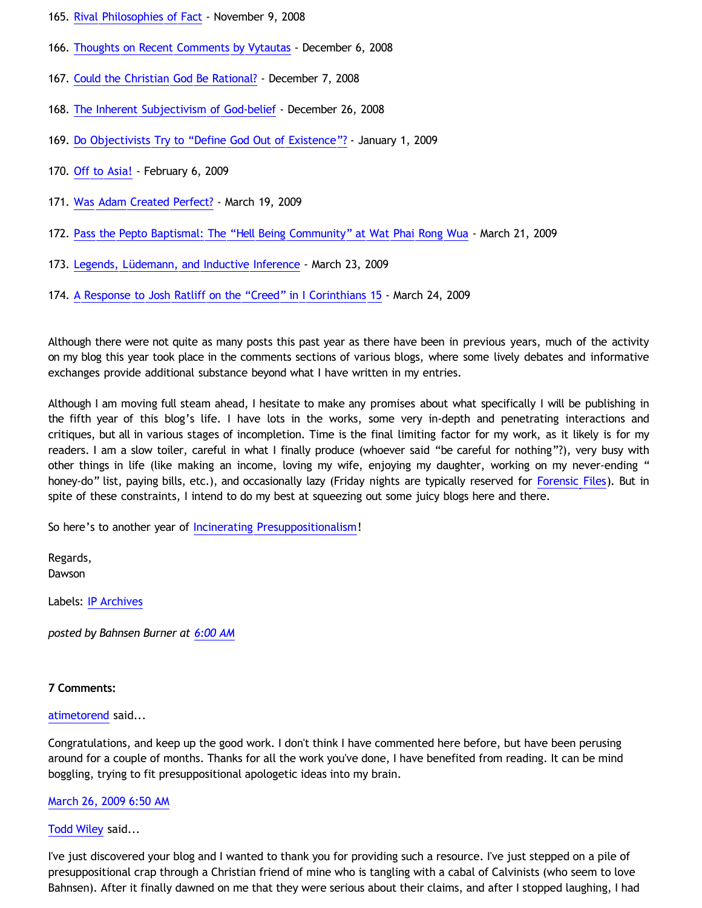165. Rival Philosophies of Fact - November 9, 2008

166. Thoughts on Recent Comments by Vytautas - December 6, 2008

167. Could the Christian God Be Rational? - December 7, 2008

168. The Inherent Subjectivism of God-belief - December 26, 2008

169. Do Objectivists Try to "Define God Out of Existence"? - January 1, 2009

170. Off to Asia! - February 6, 2009

171. Was Adam Created Perfect? - March 19, 2009

172. Pass the Pepto Baptismal: The "Hell Being Community" at Wat Phai Rong Wua - March 21, 2009

173. Legends, Lüdemann, and Inductive Inference - March 23, 2009

174. A Response to Josh Ratliff on the "Creed" in I Corinthians 15 - March 24, 2009

Although there were not quite as many posts this past year as there have been in previous years, much of the activity on my blog this year took place in the comments sections of various blogs, where some lively debates and informative exchanges provide additional substance beyond what I have written in my entries.

Although I am moving full steam ahead, I hesitate to make any promises about what specifically I will be publishing in the fifth year of this blog's life. I have lots in the works, some very in-depth and penetrating interactions and critiques, but all in various stages of incompletion. Time is the final limiting factor for my work, as it likely is for my readers. I am a slow toiler, careful in what I finally produce (whoever said "be careful for nothing"?), very busy with other things in life (like making an income, loving my wife, enjoying my daughter, working on my never-ending " honey-do" list, paying bills, etc.), and occasionally lazy (Friday nights are typically reserved for Forensic Files). But in spite of these constraints, I intend to do my best at squeezing out some juicy blogs here and there.

So here's to another year of Incinerating Presuppositionalism!

Regards,
Dawson

Labels: IP Archives

*posted by Bahnsen Burner at 6:00 AM*

**7 Comments:**

atimetorend said...

Congratulations, and keep up the good work. I don't think I have commented here before, but have been perusing around for a couple of months. Thanks for all the work you've done, I have benefited from reading. It can be mind boggling, trying to fit presuppositional apologetic ideas into my brain.

March 26, 2009 6:50 AM

Todd Wiley said...

I've just discovered your blog and I wanted to thank you for providing such a resource. I've just stepped on a pile of presuppositional crap through a Christian friend of mine who is tangling with a cabal of Calvinists (who seem to love Bahnsen). After it finally dawned on me that they were serious about their claims, and after I stopped laughing, I had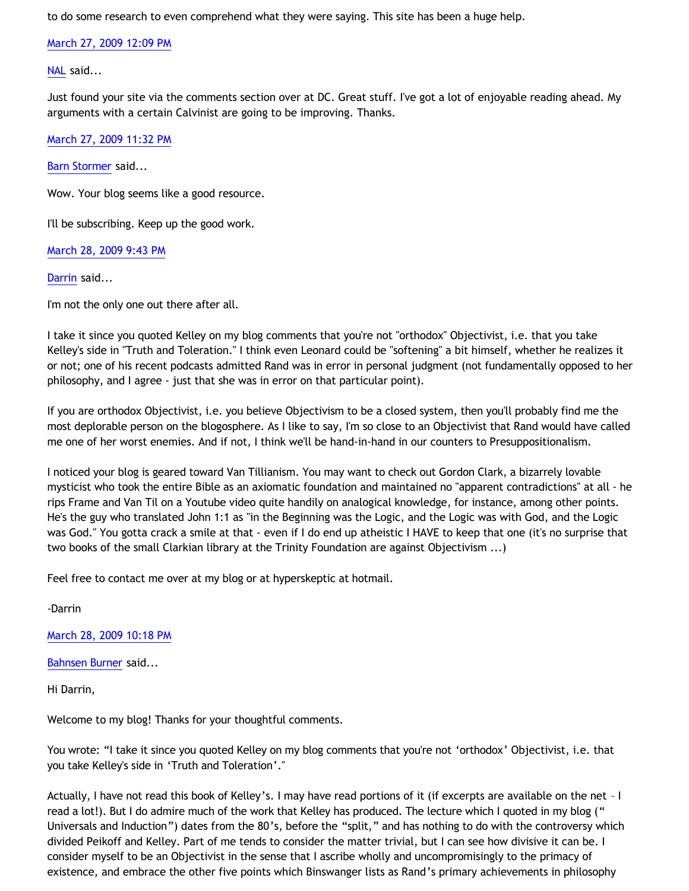to do some research to even comprehend what they were saying. This site has been a huge help.

March 27, 2009 12:09 PM

NAL said...

Just found your site via the comments section over at DC. Great stuff. I've got a lot of enjoyable reading ahead. My arguments with a certain Calvinist are going to be improving. Thanks.

March 27, 2009 11:32 PM

Barn Stormer said...

Wow. Your blog seems like a good resource.

I'll be subscribing. Keep up the good work.

March 28, 2009 9:43 PM

Darrin said...

I'm not the only one out there after all.

I take it since you quoted Kelley on my blog comments that you're not "orthodox" Objectivist, i.e. that you take Kelley's side in "Truth and Toleration." I think even Leonard could be "softening" a bit himself, whether he realizes it or not; one of his recent podcasts admitted Rand was in error in personal judgment (not fundamentally opposed to her philosophy, and I agree - just that she was in error on that particular point).

If you are orthodox Objectivist, i.e. you believe Objectivism to be a closed system, then you'll probably find me the most deplorable person on the blogosphere. As I like to say, I'm so close to an Objectivist that Rand would have called me one of her worst enemies. And if not, I think we'll be hand-in-hand in our counters to Presuppositionalism.

I noticed your blog is geared toward Van Tillianism. You may want to check out Gordon Clark, a bizarrely lovable mysticist who took the entire Bible as an axiomatic foundation and maintained no "apparent contradictions" at all - he rips Frame and Van Til on a Youtube video quite handily on analogical knowledge, for instance, among other points. He's the guy who translated John 1:1 as "in the Beginning was the Logic, and the Logic was with God, and the Logic was God." You gotta crack a smile at that - even if I do end up atheistic I HAVE to keep that one (it's no surprise that two books of the small Clarkian library at the Trinity Foundation are against Objectivism ...)

Feel free to contact me over at my blog or at hyperskeptic at hotmail.

-Darrin

March 28, 2009 10:18 PM

Bahnsen Burner said...

Hi Darrin,

Welcome to my blog! Thanks for your thoughtful comments.

You wrote: "I take it since you quoted Kelley on my blog comments that you're not 'orthodox' Objectivist, i.e. that you take Kelley's side in 'Truth and Toleration'."

Actually, I have not read this book of Kelley's. I may have read portions of it (if excerpts are available on the net – I read a lot!). But I do admire much of the work that Kelley has produced. The lecture which I quoted in my blog (" Universals and Induction") dates from the 80's, before the "split," and has nothing to do with the controversy which divided Peikoff and Kelley. Part of me tends to consider the matter trivial, but I can see how divisive it can be. I consider myself to be an Objectivist in the sense that I ascribe wholly and uncompromisingly to the primacy of existence, and embrace the other five points which Binswanger lists as Rand's primary achievements in philosophy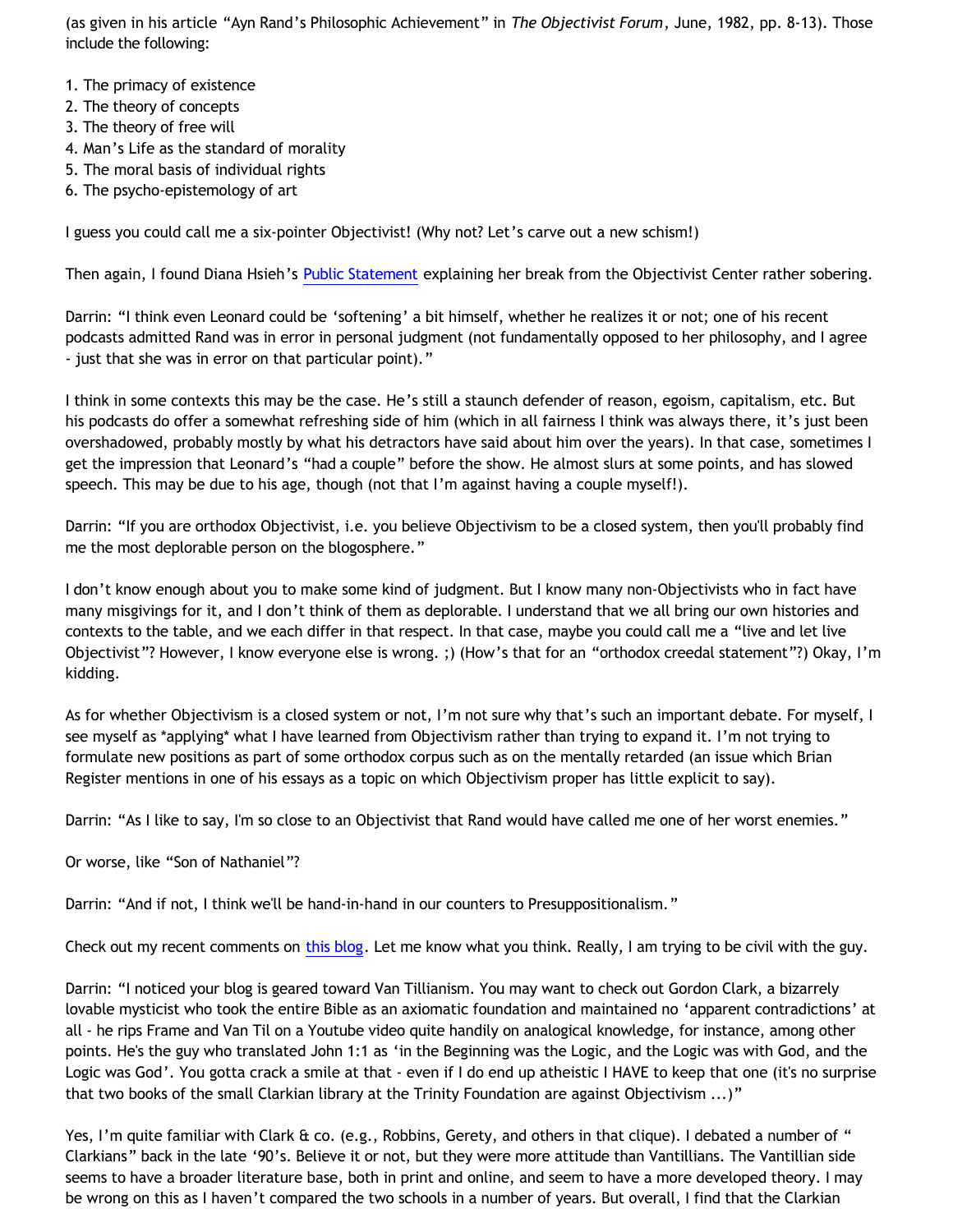(as given in his article “Ayn Rand’s Philosophic Achievement” in *The Objectivist Forum*, June, 1982, pp. 8-13). Those include the following:

1. The primacy of existence
2. The theory of concepts
3. The theory of free will
4. Man’s Life as the standard of morality
5. The moral basis of individual rights
6. The psycho-epistemology of art

I guess you could call me a six-pointer Objectivist! (Why not? Let’s carve out a new schism!)

Then again, I found Diana Hsieh’s Public Statement explaining her break from the Objectivist Center rather sobering.

Darrin: “I think even Leonard could be ‘softening’ a bit himself, whether he realizes it or not; one of his recent podcasts admitted Rand was in error in personal judgment (not fundamentally opposed to her philosophy, and I agree - just that she was in error on that particular point).”

I think in some contexts this may be the case. He’s still a staunch defender of reason, egoism, capitalism, etc. But his podcasts do offer a somewhat refreshing side of him (which in all fairness I think was always there, it’s just been overshadowed, probably mostly by what his detractors have said about him over the years). In that case, sometimes I get the impression that Leonard’s “had a couple” before the show. He almost slurs at some points, and has slowed speech. This may be due to his age, though (not that I’m against having a couple myself!).

Darrin: “If you are orthodox Objectivist, i.e. you believe Objectivism to be a closed system, then you'll probably find me the most deplorable person on the blogosphere.”

I don’t know enough about you to make some kind of judgment. But I know many non-Objectivists who in fact have many misgivings for it, and I don’t think of them as deplorable. I understand that we all bring our own histories and contexts to the table, and we each differ in that respect. In that case, maybe you could call me a “live and let live Objectivist”? However, I know everyone else is wrong. ;) (How’s that for an “orthodox creedal statement”?) Okay, I’m kidding.

As for whether Objectivism is a closed system or not, I’m not sure why that’s such an important debate. For myself, I see myself as *applying* what I have learned from Objectivism rather than trying to expand it. I’m not trying to formulate new positions as part of some orthodox corpus such as on the mentally retarded (an issue which Brian Register mentions in one of his essays as a topic on which Objectivism proper has little explicit to say).

Darrin: “As I like to say, I'm so close to an Objectivist that Rand would have called me one of her worst enemies.”

Or worse, like “Son of Nathaniel”?

Darrin: “And if not, I think we'll be hand-in-hand in our counters to Presuppositionalism.”

Check out my recent comments on this blog. Let me know what you think. Really, I am trying to be civil with the guy.

Darrin: “I noticed your blog is geared toward Van Tillianism. You may want to check out Gordon Clark, a bizarrely lovable mysticist who took the entire Bible as an axiomatic foundation and maintained no ‘apparent contradictions’ at all - he rips Frame and Van Til on a Youtube video quite handily on analogical knowledge, for instance, among other points. He's the guy who translated John 1:1 as ‘in the Beginning was the Logic, and the Logic was with God, and the Logic was God’. You gotta crack a smile at that - even if I do end up atheistic I HAVE to keep that one (it's no surprise that two books of the small Clarkian library at the Trinity Foundation are against Objectivism ...)”

Yes, I’m quite familiar with Clark & co. (e.g., Robbins, Gerety, and others in that clique). I debated a number of “ Clarkians” back in the late ‘90’s. Believe it or not, but they were more attitude than Vantillians. The Vantillian side seems to have a broader literature base, both in print and online, and seem to have a more developed theory. I may be wrong on this as I haven’t compared the two schools in a number of years. But overall, I find that the Clarkian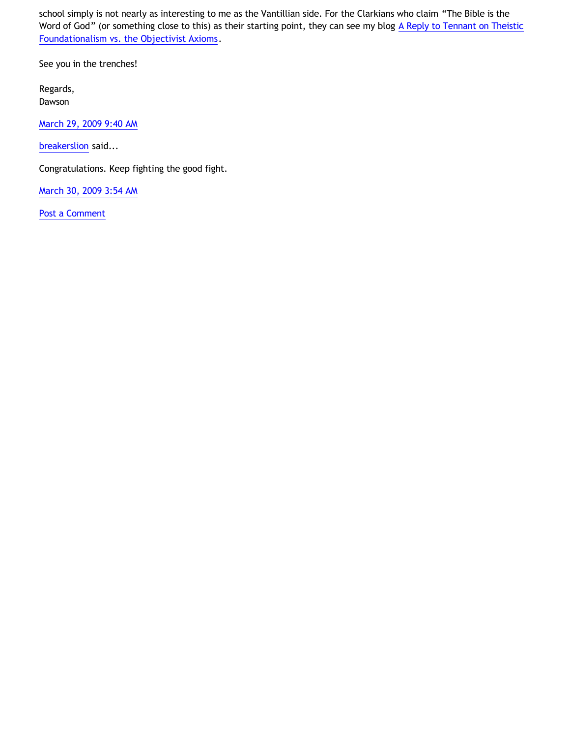school simply is not nearly as interesting to me as the Vantillian side. For the Clarkians who claim "The Bible is the Word of God" (or something close to this) as their starting point, they can see my blog A Reply to Tennant on Theistic Foundationalism vs. the Objectivist Axioms.

See you in the trenches!

Regards,
Dawson

March 29, 2009 9:40 AM

breakerslion said...

Congratulations. Keep fighting the good fight.

March 30, 2009 3:54 AM

Post a Comment